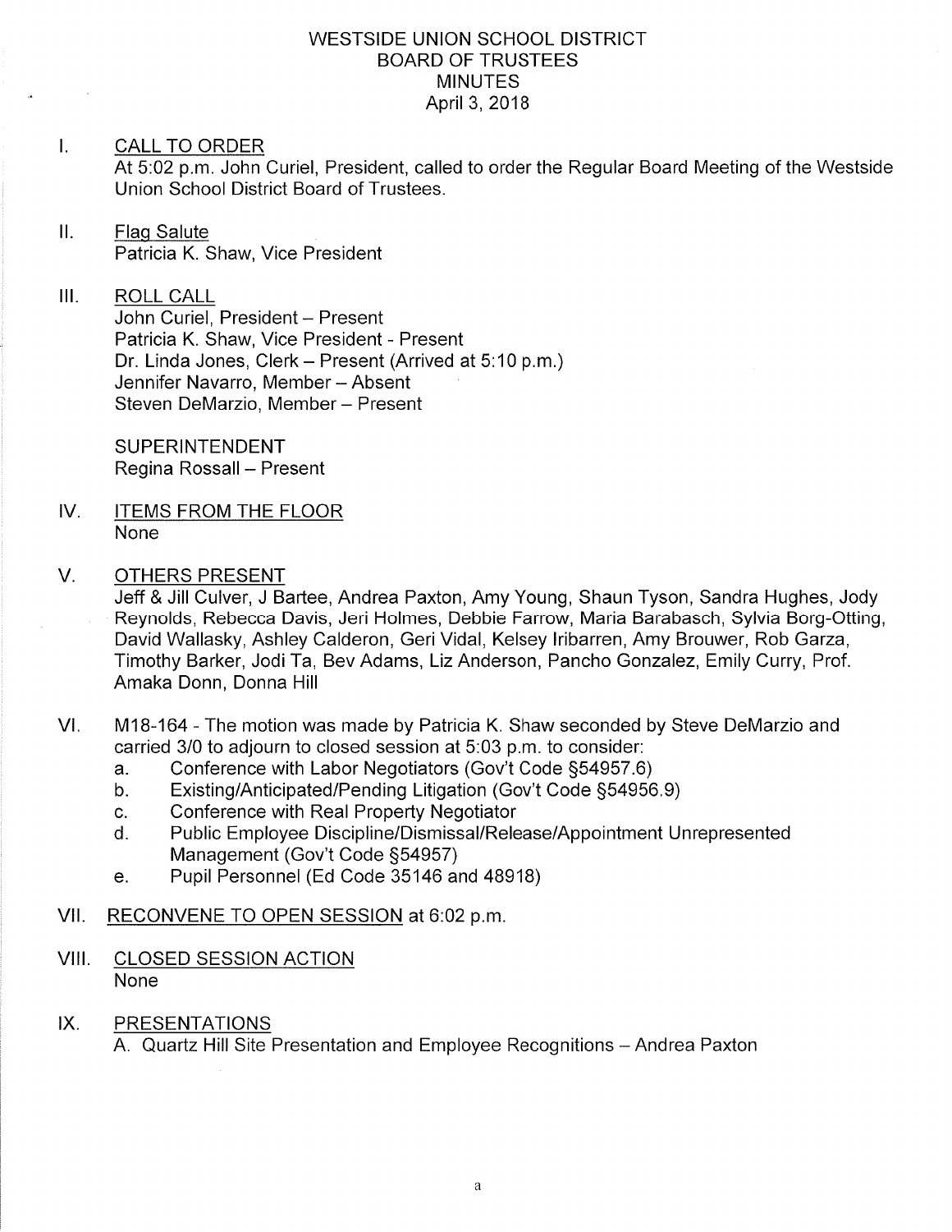# WESTSIDE UNION SCHOOL DISTRICT
## BOARD OF TRUSTEES
## MINUTES
April 3, 2018

I. CALL TO ORDER

At 5:02 p.m. John Curiel, President, called to order the Regular Board Meeting of the Westside Union School District Board of Trustees.

II. Flag Salute

Patricia K. Shaw, Vice President

III. ROLL CALL

John Curiel, President – Present
Patricia K. Shaw, Vice President - Present
Dr. Linda Jones, Clerk – Present (Arrived at 5:10 p.m.)
Jennifer Navarro, Member – Absent
Steven DeMarzio, Member – Present

SUPERINTENDENT
Regina Rossall – Present

IV. ITEMS FROM THE FLOOR

None

V. OTHERS PRESENT

Jeff & Jill Culver, J Bartee, Andrea Paxton, Amy Young, Shaun Tyson, Sandra Hughes, Jody Reynolds, Rebecca Davis, Jeri Holmes, Debbie Farrow, Maria Barabasch, Sylvia Borg-Otting, David Wallasky, Ashley Calderon, Geri Vidal, Kelsey Iribarren, Amy Brouwer, Rob Garza, Timothy Barker, Jodi Ta, Bev Adams, Liz Anderson, Pancho Gonzalez, Emily Curry, Prof. Amaka Donn, Donna Hill

VI. M18-164 - The motion was made by Patricia K. Shaw seconded by Steve DeMarzio and carried 3/0 to adjourn to closed session at 5:03 p.m. to consider:

a. Conference with Labor Negotiators (Gov't Code §54957.6)
b. Existing/Anticipated/Pending Litigation (Gov't Code §54956.9)
c. Conference with Real Property Negotiator
d. Public Employee Discipline/Dismissal/Release/Appointment Unrepresented Management (Gov't Code §54957)
e. Pupil Personnel (Ed Code 35146 and 48918)

VII. RECONVENE TO OPEN SESSION at 6:02 p.m.

VIII. CLOSED SESSION ACTION

None

IX. PRESENTATIONS

A. Quartz Hill Site Presentation and Employee Recognitions – Andrea Paxton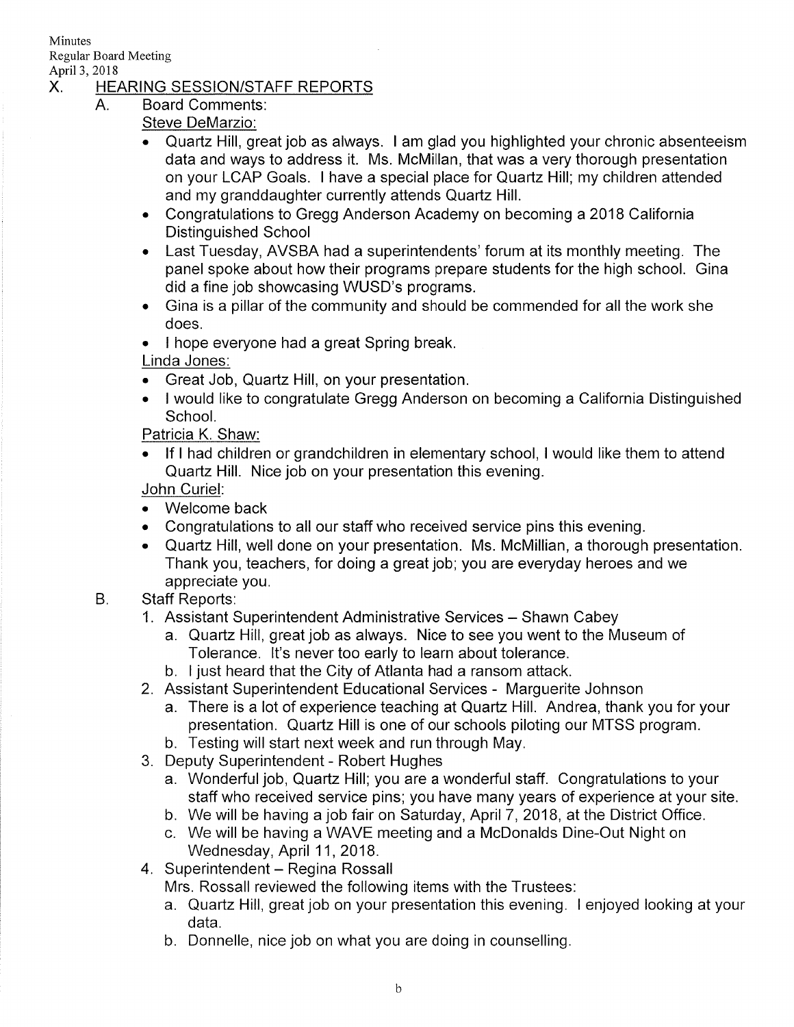Minutes
Regular Board Meeting
April 3, 2018

## X. HEARING SESSION/STAFF REPORTS

A. Board Comments:

Steve DeMarzio:

- Quartz Hill, great job as always. I am glad you highlighted your chronic absenteeism data and ways to address it. Ms. McMillan, that was a very thorough presentation on your LCAP Goals. I have a special place for Quartz Hill; my children attended and my granddaughter currently attends Quartz Hill.
- Congratulations to Gregg Anderson Academy on becoming a 2018 California Distinguished School
- Last Tuesday, AVSBA had a superintendents' forum at its monthly meeting. The panel spoke about how their programs prepare students for the high school. Gina did a fine job showcasing WUSD's programs.
- Gina is a pillar of the community and should be commended for all the work she does.
- I hope everyone had a great Spring break.

Linda Jones:

- Great Job, Quartz Hill, on your presentation.
- I would like to congratulate Gregg Anderson on becoming a California Distinguished School.

Patricia K. Shaw:

- If I had children or grandchildren in elementary school, I would like them to attend Quartz Hill. Nice job on your presentation this evening.

John Curiel:

- Welcome back
- Congratulations to all our staff who received service pins this evening.
- Quartz Hill, well done on your presentation. Ms. McMillian, a thorough presentation. Thank you, teachers, for doing a great job; you are everyday heroes and we appreciate you.

B. Staff Reports:

1. Assistant Superintendent Administrative Services – Shawn Cabey
   a. Quartz Hill, great job as always. Nice to see you went to the Museum of Tolerance. It's never too early to learn about tolerance.
   b. I just heard that the City of Atlanta had a ransom attack.
2. Assistant Superintendent Educational Services - Marguerite Johnson
   a. There is a lot of experience teaching at Quartz Hill. Andrea, thank you for your presentation. Quartz Hill is one of our schools piloting our MTSS program.
   b. Testing will start next week and run through May.
3. Deputy Superintendent - Robert Hughes
   a. Wonderful job, Quartz Hill; you are a wonderful staff. Congratulations to your staff who received service pins; you have many years of experience at your site.
   b. We will be having a job fair on Saturday, April 7, 2018, at the District Office.
   c. We will be having a WAVE meeting and a McDonalds Dine-Out Night on Wednesday, April 11, 2018.
4. Superintendent – Regina Rossall

   Mrs. Rossall reviewed the following items with the Trustees:

   a. Quartz Hill, great job on your presentation this evening. I enjoyed looking at your data.
   b. Donnelle, nice job on what you are doing in counselling.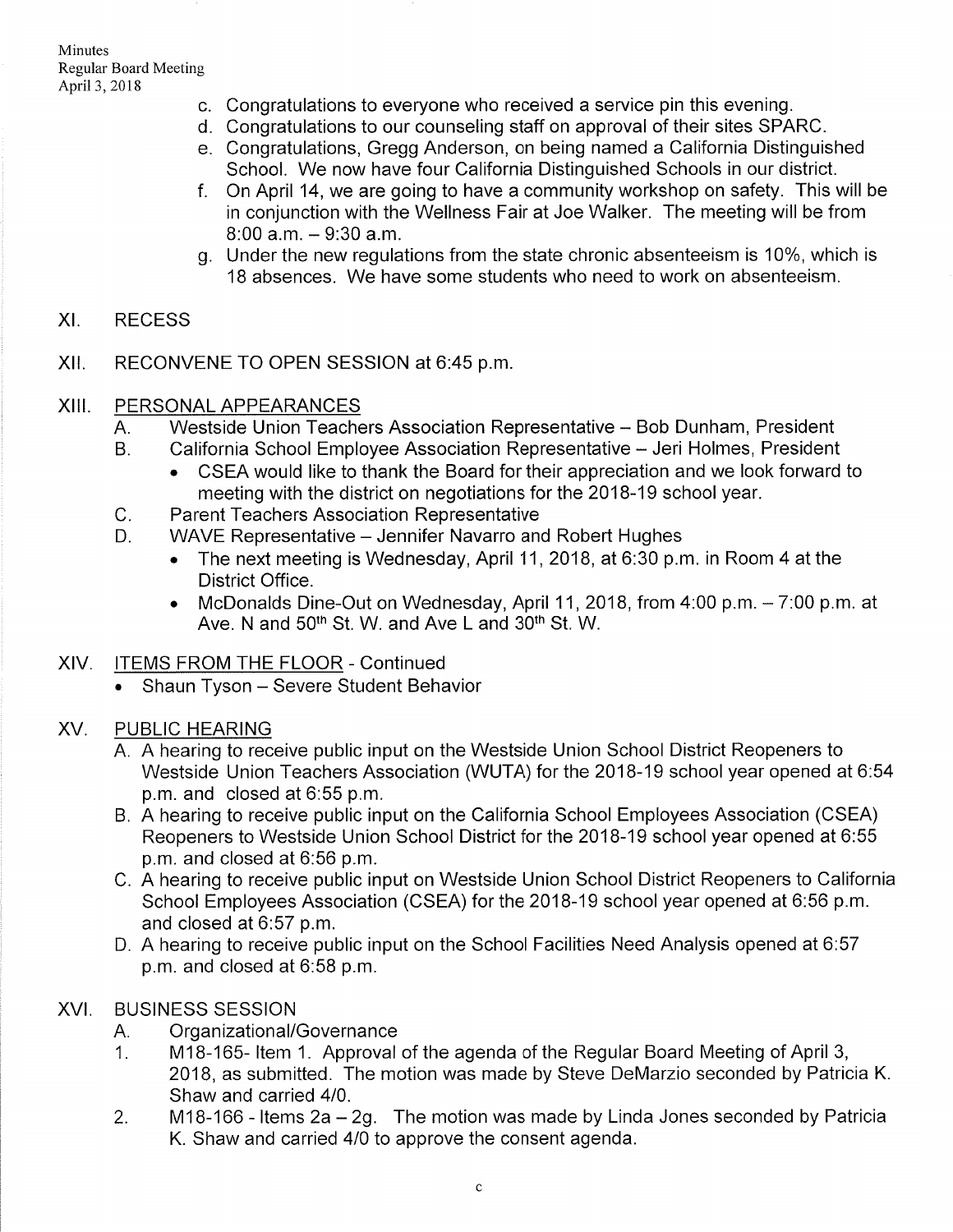c. Congratulations to everyone who received a service pin this evening.
d. Congratulations to our counseling staff on approval of their sites SPARC.
e. Congratulations, Gregg Anderson, on being named a California Distinguished School. We now have four California Distinguished Schools in our district.
f. On April 14, we are going to have a community workshop on safety. This will be in conjunction with the Wellness Fair at Joe Walker. The meeting will be from 8:00 a.m. – 9:30 a.m.
g. Under the new regulations from the state chronic absenteeism is 10%, which is 18 absences. We have some students who need to work on absenteeism.

XI. RECESS

XII. RECONVENE TO OPEN SESSION at 6:45 p.m.

XIII. PERSONAL APPEARANCES

A. Westside Union Teachers Association Representative – Bob Dunham, President

B. California School Employee Association Representative – Jeri Holmes, President
- CSEA would like to thank the Board for their appreciation and we look forward to meeting with the district on negotiations for the 2018-19 school year.

C. Parent Teachers Association Representative

D. WAVE Representative – Jennifer Navarro and Robert Hughes
- The next meeting is Wednesday, April 11, 2018, at 6:30 p.m. in Room 4 at the District Office.
- McDonalds Dine-Out on Wednesday, April 11, 2018, from 4:00 p.m. – 7:00 p.m. at Ave. N and 50th St. W. and Ave L and 30th St. W.

XIV. ITEMS FROM THE FLOOR - Continued
- Shaun Tyson – Severe Student Behavior

XV. PUBLIC HEARING

A. A hearing to receive public input on the Westside Union School District Reopeners to Westside Union Teachers Association (WUTA) for the 2018-19 school year opened at 6:54 p.m. and closed at 6:55 p.m.

B. A hearing to receive public input on the California School Employees Association (CSEA) Reopeners to Westside Union School District for the 2018-19 school year opened at 6:55 p.m. and closed at 6:56 p.m.

C. A hearing to receive public input on Westside Union School District Reopeners to California School Employees Association (CSEA) for the 2018-19 school year opened at 6:56 p.m. and closed at 6:57 p.m.

D. A hearing to receive public input on the School Facilities Need Analysis opened at 6:57 p.m. and closed at 6:58 p.m.

XVI. BUSINESS SESSION

A. Organizational/Governance

1. M18-165- Item 1. Approval of the agenda of the Regular Board Meeting of April 3, 2018, as submitted. The motion was made by Steve DeMarzio seconded by Patricia K. Shaw and carried 4/0.

2. M18-166 - Items 2a – 2g. The motion was made by Linda Jones seconded by Patricia K. Shaw and carried 4/0 to approve the consent agenda.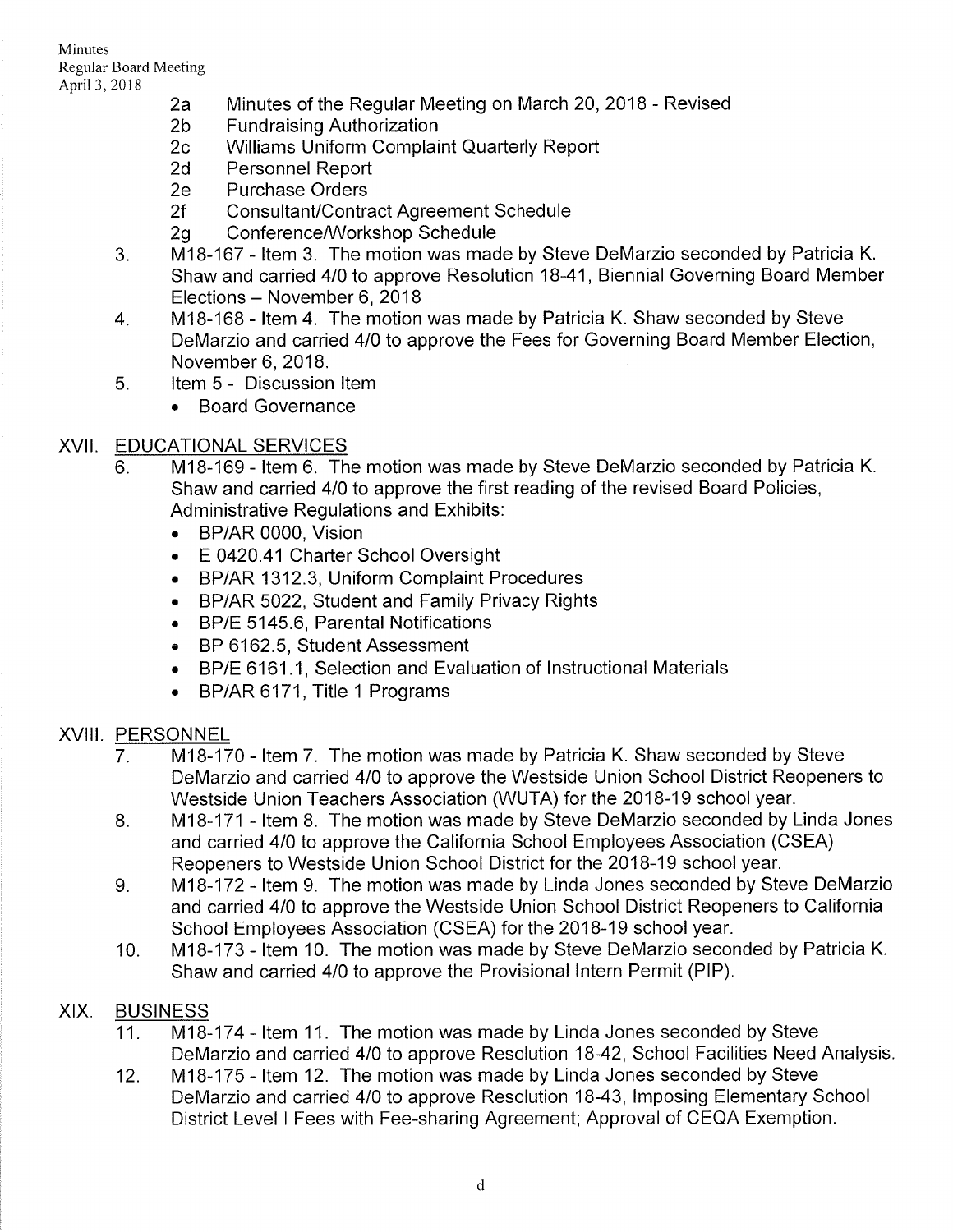2a Minutes of the Regular Meeting on March 20, 2018 - Revised
2b Fundraising Authorization
2c Williams Uniform Complaint Quarterly Report
2d Personnel Report
2e Purchase Orders
2f Consultant/Contract Agreement Schedule
2g Conference/Workshop Schedule

3. M18-167 - Item 3. The motion was made by Steve DeMarzio seconded by Patricia K. Shaw and carried 4/0 to approve Resolution 18-41, Biennial Governing Board Member Elections – November 6, 2018
4. M18-168 - Item 4. The motion was made by Patricia K. Shaw seconded by Steve DeMarzio and carried 4/0 to approve the Fees for Governing Board Member Election, November 6, 2018.
5. Item 5 - Discussion Item
   - Board Governance

## XVII. EDUCATIONAL SERVICES

6. M18-169 - Item 6. The motion was made by Steve DeMarzio seconded by Patricia K. Shaw and carried 4/0 to approve the first reading of the revised Board Policies, Administrative Regulations and Exhibits:
   - BP/AR 0000, Vision
   - E 0420.41 Charter School Oversight
   - BP/AR 1312.3, Uniform Complaint Procedures
   - BP/AR 5022, Student and Family Privacy Rights
   - BP/E 5145.6, Parental Notifications
   - BP 6162.5, Student Assessment
   - BP/E 6161.1, Selection and Evaluation of Instructional Materials
   - BP/AR 6171, Title 1 Programs

## XVIII. PERSONNEL

7. M18-170 - Item 7. The motion was made by Patricia K. Shaw seconded by Steve DeMarzio and carried 4/0 to approve the Westside Union School District Reopeners to Westside Union Teachers Association (WUTA) for the 2018-19 school year.
8. M18-171 - Item 8. The motion was made by Steve DeMarzio seconded by Linda Jones and carried 4/0 to approve the California School Employees Association (CSEA) Reopeners to Westside Union School District for the 2018-19 school year.
9. M18-172 - Item 9. The motion was made by Linda Jones seconded by Steve DeMarzio and carried 4/0 to approve the Westside Union School District Reopeners to California School Employees Association (CSEA) for the 2018-19 school year.
10. M18-173 - Item 10. The motion was made by Steve DeMarzio seconded by Patricia K. Shaw and carried 4/0 to approve the Provisional Intern Permit (PIP).

## XIX. BUSINESS

11. M18-174 - Item 11. The motion was made by Linda Jones seconded by Steve DeMarzio and carried 4/0 to approve Resolution 18-42, School Facilities Need Analysis.
12. M18-175 - Item 12. The motion was made by Linda Jones seconded by Steve DeMarzio and carried 4/0 to approve Resolution 18-43, Imposing Elementary School District Level I Fees with Fee-sharing Agreement; Approval of CEQA Exemption.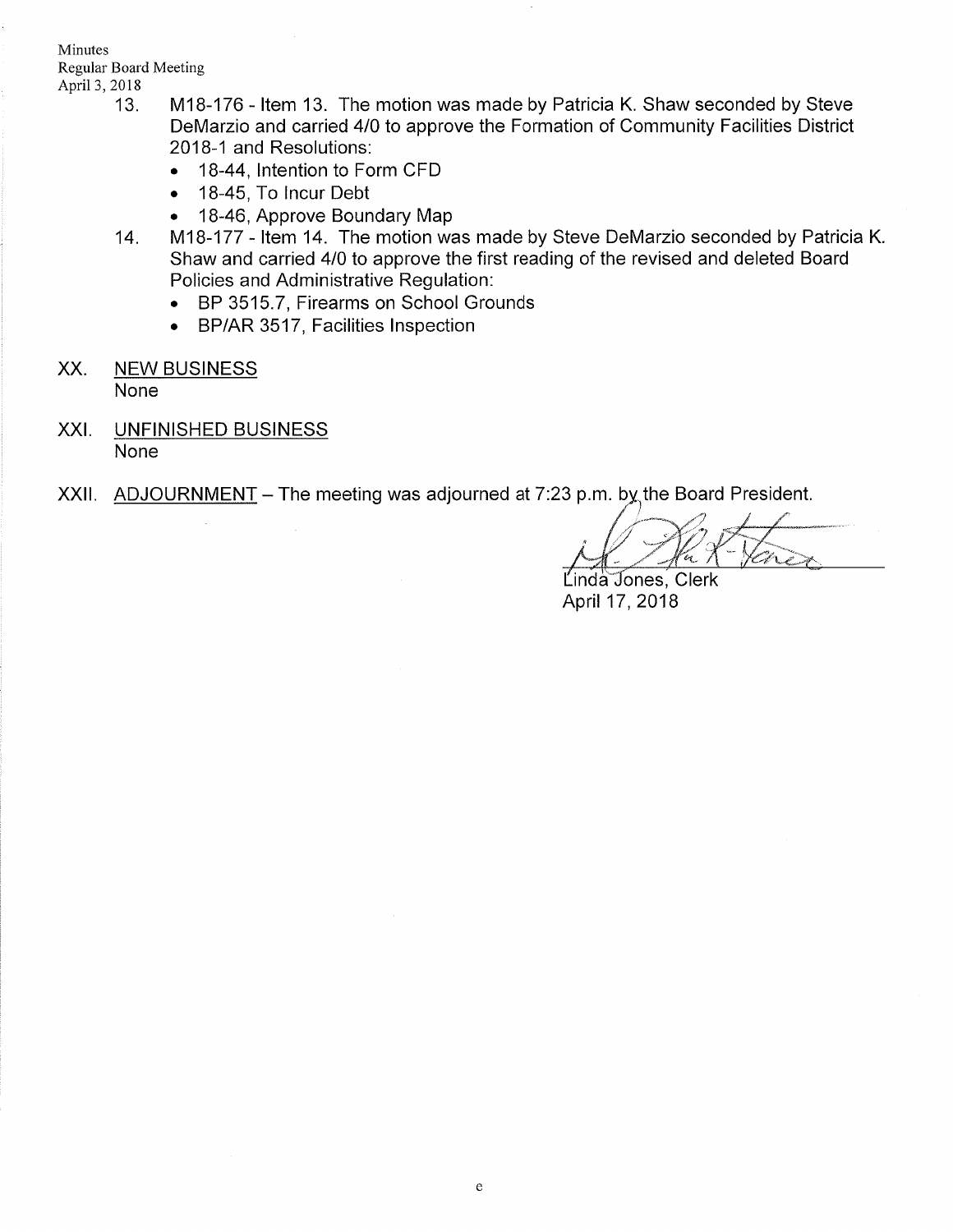13. M18-176 - Item 13. The motion was made by Patricia K. Shaw seconded by Steve DeMarzio and carried 4/0 to approve the Formation of Community Facilities District 2018-1 and Resolutions:
    - 18-44, Intention to Form CFD
    - 18-45, To Incur Debt
    - 18-46, Approve Boundary Map
14. M18-177 - Item 14. The motion was made by Steve DeMarzio seconded by Patricia K. Shaw and carried 4/0 to approve the first reading of the revised and deleted Board Policies and Administrative Regulation:
    - BP 3515.7, Firearms on School Grounds
    - BP/AR 3517, Facilities Inspection

XX. NEW BUSINESS
None

XXI. UNFINISHED BUSINESS
None

XXII. ADJOURNMENT – The meeting was adjourned at 7:23 p.m. by the Board President.

Linda Jones, Clerk
April 17, 2018